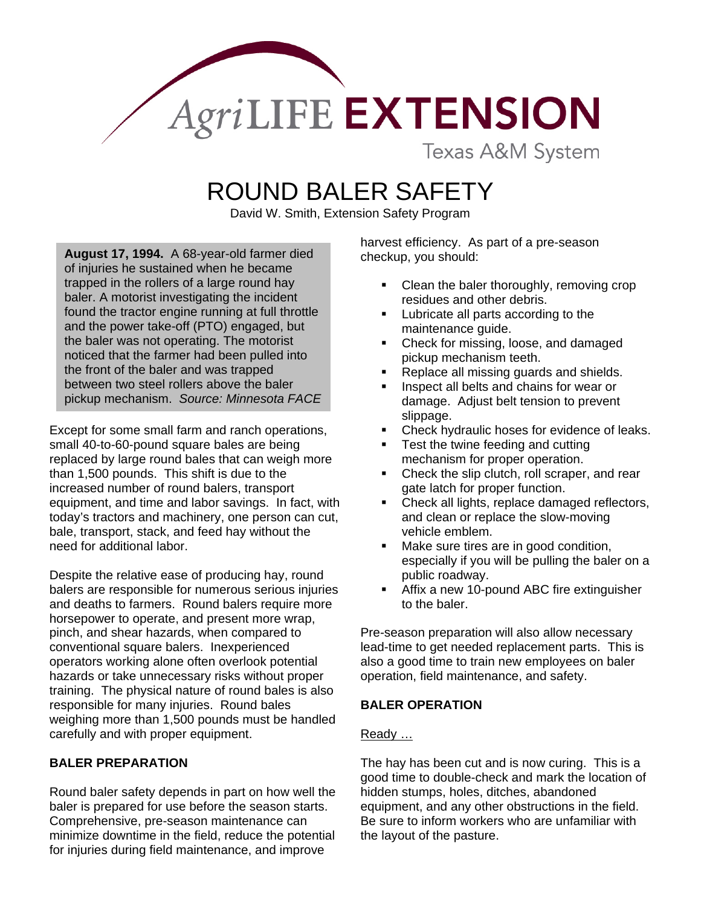AgriLIFE EXTENSION

Texas A&M System

# ROUND BALER SAFETY

David W. Smith, Extension Safety Program

> **August 17, 1994.** A 68-year-old farmer died of injuries he sustained when he became trapped in the rollers of a large round hay baler. A motorist investigating the incident found the tractor engine running at full throttle and the power take-off (PTO) engaged, but the baler was not operating. The motorist noticed that the farmer had been pulled into the front of the baler and was trapped between two steel rollers above the baler pickup mechanism. *Source: Minnesota FACE*

Except for some small farm and ranch operations, small 40-to-60-pound square bales are being replaced by large round bales that can weigh more than 1,500 pounds. This shift is due to the increased number of round balers, transport equipment, and time and labor savings. In fact, with today's tractors and machinery, one person can cut, bale, transport, stack, and feed hay without the need for additional labor.

Despite the relative ease of producing hay, round balers are responsible for numerous serious injuries and deaths to farmers. Round balers require more horsepower to operate, and present more wrap, pinch, and shear hazards, when compared to conventional square balers. Inexperienced operators working alone often overlook potential hazards or take unnecessary risks without proper training. The physical nature of round bales is also responsible for many injuries. Round bales weighing more than 1,500 pounds must be handled carefully and with proper equipment.

## BALER PREPARATION

Round baler safety depends in part on how well the baler is prepared for use before the season starts. Comprehensive, pre-season maintenance can minimize downtime in the field, reduce the potential for injuries during field maintenance, and improve harvest efficiency. As part of a pre-season checkup, you should:

- Clean the baler thoroughly, removing crop residues and other debris.
- Lubricate all parts according to the maintenance guide.
- Check for missing, loose, and damaged pickup mechanism teeth.
- Replace all missing guards and shields.
- Inspect all belts and chains for wear or damage. Adjust belt tension to prevent slippage.
- Check hydraulic hoses for evidence of leaks.
- Test the twine feeding and cutting mechanism for proper operation.
- Check the slip clutch, roll scraper, and rear gate latch for proper function.
- Check all lights, replace damaged reflectors, and clean or replace the slow-moving vehicle emblem.
- Make sure tires are in good condition, especially if you will be pulling the baler on a public roadway.
- Affix a new 10-pound ABC fire extinguisher to the baler.

Pre-season preparation will also allow necessary lead-time to get needed replacement parts. This is also a good time to train new employees on baler operation, field maintenance, and safety.

## BALER OPERATION

Ready …

The hay has been cut and is now curing. This is a good time to double-check and mark the location of hidden stumps, holes, ditches, abandoned equipment, and any other obstructions in the field. Be sure to inform workers who are unfamiliar with the layout of the pasture.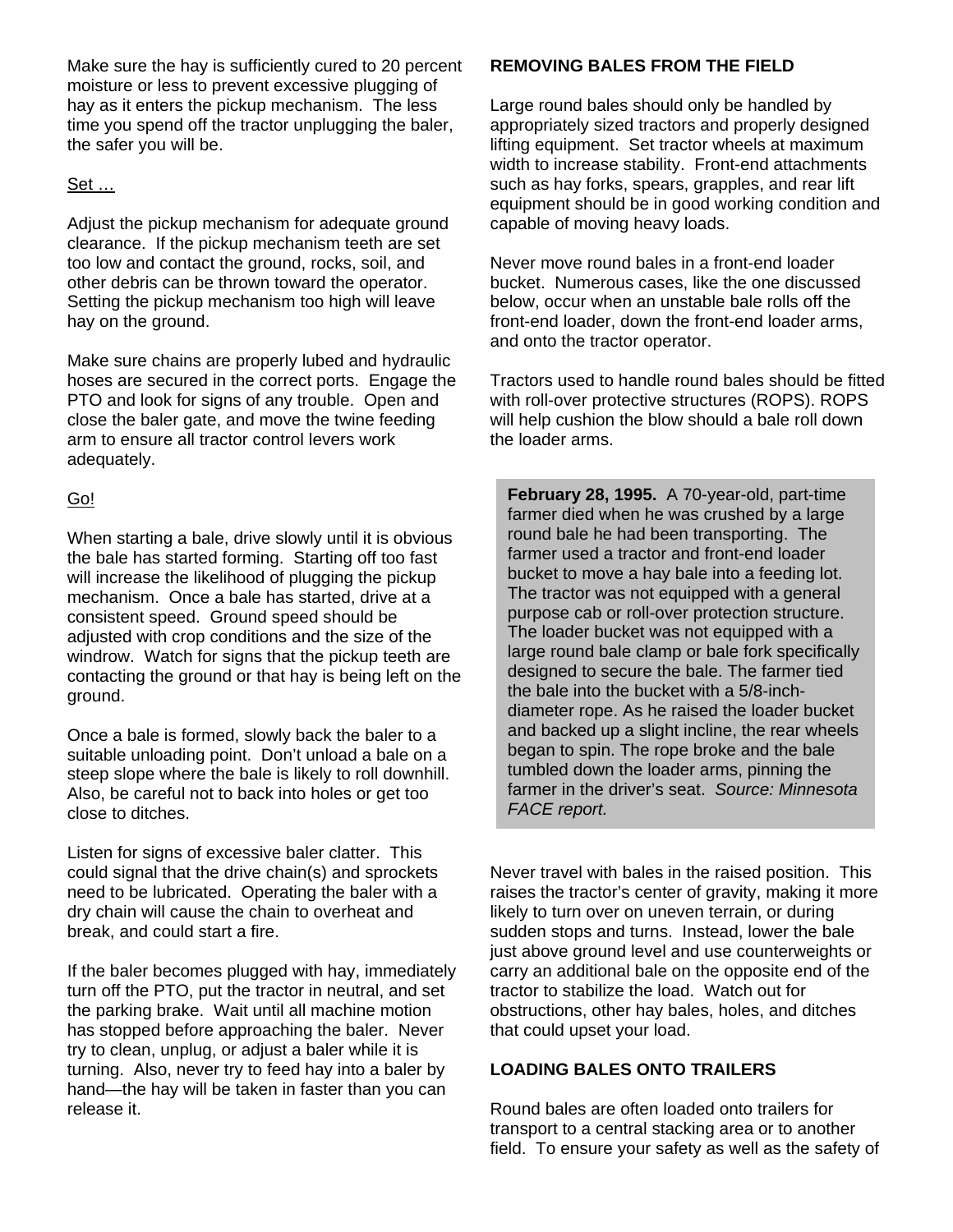Make sure the hay is sufficiently cured to 20 percent moisture or less to prevent excessive plugging of hay as it enters the pickup mechanism. The less time you spend off the tractor unplugging the baler, the safer you will be.

Set …

Adjust the pickup mechanism for adequate ground clearance. If the pickup mechanism teeth are set too low and contact the ground, rocks, soil, and other debris can be thrown toward the operator. Setting the pickup mechanism too high will leave hay on the ground.

Make sure chains are properly lubed and hydraulic hoses are secured in the correct ports. Engage the PTO and look for signs of any trouble. Open and close the baler gate, and move the twine feeding arm to ensure all tractor control levers work adequately.

Go!

When starting a bale, drive slowly until it is obvious the bale has started forming. Starting off too fast will increase the likelihood of plugging the pickup mechanism. Once a bale has started, drive at a consistent speed. Ground speed should be adjusted with crop conditions and the size of the windrow. Watch for signs that the pickup teeth are contacting the ground or that hay is being left on the ground.

Once a bale is formed, slowly back the baler to a suitable unloading point. Don't unload a bale on a steep slope where the bale is likely to roll downhill. Also, be careful not to back into holes or get too close to ditches.

Listen for signs of excessive baler clatter. This could signal that the drive chain(s) and sprockets need to be lubricated. Operating the baler with a dry chain will cause the chain to overheat and break, and could start a fire.

If the baler becomes plugged with hay, immediately turn off the PTO, put the tractor in neutral, and set the parking brake. Wait until all machine motion has stopped before approaching the baler. Never try to clean, unplug, or adjust a baler while it is turning. Also, never try to feed hay into a baler by hand—the hay will be taken in faster than you can release it.

## REMOVING BALES FROM THE FIELD

Large round bales should only be handled by appropriately sized tractors and properly designed lifting equipment. Set tractor wheels at maximum width to increase stability. Front-end attachments such as hay forks, spears, grapples, and rear lift equipment should be in good working condition and capable of moving heavy loads.

Never move round bales in a front-end loader bucket. Numerous cases, like the one discussed below, occur when an unstable bale rolls off the front-end loader, down the front-end loader arms, and onto the tractor operator.

Tractors used to handle round bales should be fitted with roll-over protective structures (ROPS). ROPS will help cushion the blow should a bale roll down the loader arms.

> **February 28, 1995.** A 70-year-old, part-time farmer died when he was crushed by a large round bale he had been transporting. The farmer used a tractor and front-end loader bucket to move a hay bale into a feeding lot. The tractor was not equipped with a general purpose cab or roll-over protection structure. The loader bucket was not equipped with a large round bale clamp or bale fork specifically designed to secure the bale. The farmer tied the bale into the bucket with a 5/8-inch-diameter rope. As he raised the loader bucket and backed up a slight incline, the rear wheels began to spin. The rope broke and the bale tumbled down the loader arms, pinning the farmer in the driver's seat. *Source: Minnesota FACE report.*

Never travel with bales in the raised position. This raises the tractor's center of gravity, making it more likely to turn over on uneven terrain, or during sudden stops and turns. Instead, lower the bale just above ground level and use counterweights or carry an additional bale on the opposite end of the tractor to stabilize the load. Watch out for obstructions, other hay bales, holes, and ditches that could upset your load.

## LOADING BALES ONTO TRAILERS

Round bales are often loaded onto trailers for transport to a central stacking area or to another field. To ensure your safety as well as the safety of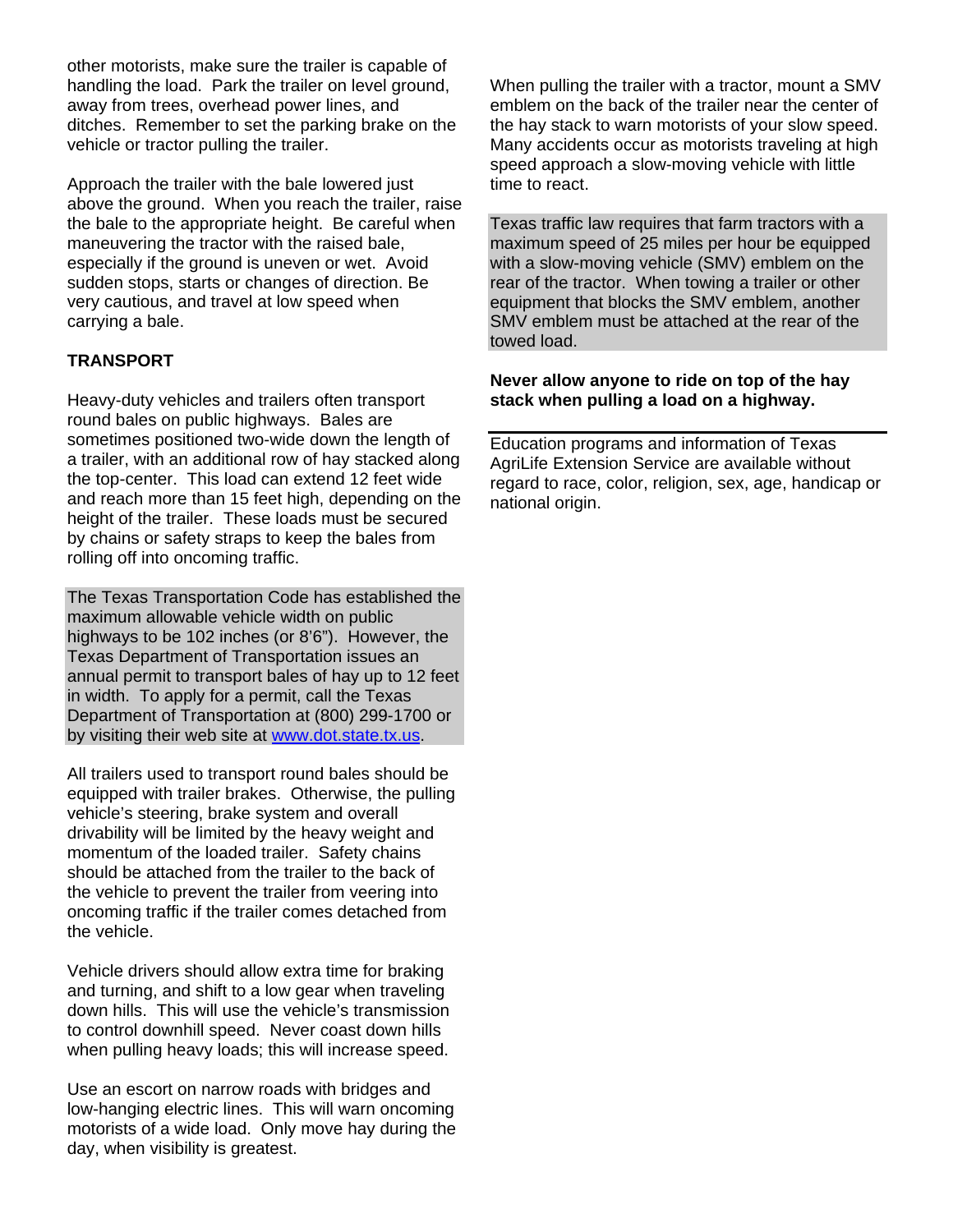other motorists, make sure the trailer is capable of handling the load. Park the trailer on level ground, away from trees, overhead power lines, and ditches. Remember to set the parking brake on the vehicle or tractor pulling the trailer.

Approach the trailer with the bale lowered just above the ground. When you reach the trailer, raise the bale to the appropriate height. Be careful when maneuvering the tractor with the raised bale, especially if the ground is uneven or wet. Avoid sudden stops, starts or changes of direction. Be very cautious, and travel at low speed when carrying a bale.

**TRANSPORT**

Heavy-duty vehicles and trailers often transport round bales on public highways. Bales are sometimes positioned two-wide down the length of a trailer, with an additional row of hay stacked along the top-center. This load can extend 12 feet wide and reach more than 15 feet high, depending on the height of the trailer. These loads must be secured by chains or safety straps to keep the bales from rolling off into oncoming traffic.

The Texas Transportation Code has established the maximum allowable vehicle width on public highways to be 102 inches (or 8'6"). However, the Texas Department of Transportation issues an annual permit to transport bales of hay up to 12 feet in width. To apply for a permit, call the Texas Department of Transportation at (800) 299-1700 or by visiting their web site at [www.dot.state.tx.us](http://www.dot.state.tx.us).

All trailers used to transport round bales should be equipped with trailer brakes. Otherwise, the pulling vehicle's steering, brake system and overall drivability will be limited by the heavy weight and momentum of the loaded trailer. Safety chains should be attached from the trailer to the back of the vehicle to prevent the trailer from veering into oncoming traffic if the trailer comes detached from the vehicle.

Vehicle drivers should allow extra time for braking and turning, and shift to a low gear when traveling down hills. This will use the vehicle's transmission to control downhill speed. Never coast down hills when pulling heavy loads; this will increase speed.

Use an escort on narrow roads with bridges and low-hanging electric lines. This will warn oncoming motorists of a wide load. Only move hay during the day, when visibility is greatest.

When pulling the trailer with a tractor, mount a SMV emblem on the back of the trailer near the center of the hay stack to warn motorists of your slow speed. Many accidents occur as motorists traveling at high speed approach a slow-moving vehicle with little time to react.

Texas traffic law requires that farm tractors with a maximum speed of 25 miles per hour be equipped with a slow-moving vehicle (SMV) emblem on the rear of the tractor. When towing a trailer or other equipment that blocks the SMV emblem, another SMV emblem must be attached at the rear of the towed load.

**Never allow anyone to ride on top of the hay stack when pulling a load on a highway.**

---

Education programs and information of Texas AgriLife Extension Service are available without regard to race, color, religion, sex, age, handicap or national origin.